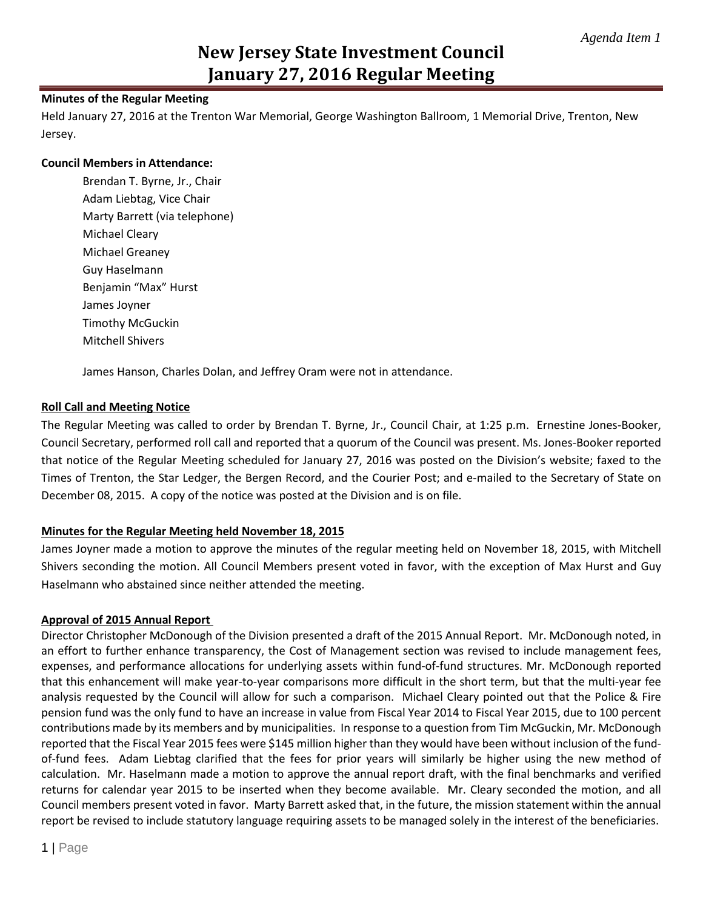*Agenda Item 1*

# New Jersey State Investment Council
# January 27, 2016 Regular Meeting

**Minutes of the Regular Meeting**

Held January 27, 2016 at the Trenton War Memorial, George Washington Ballroom, 1 Memorial Drive, Trenton, New Jersey.

**Council Members in Attendance:**

Brendan T. Byrne, Jr., Chair
Adam Liebtag, Vice Chair
Marty Barrett (via telephone)
Michael Cleary
Michael Greaney
Guy Haselmann
Benjamin "Max" Hurst
James Joyner
Timothy McGuckin
Mitchell Shivers

James Hanson, Charles Dolan, and Jeffrey Oram were not in attendance.

**Roll Call and Meeting Notice**

The Regular Meeting was called to order by Brendan T. Byrne, Jr., Council Chair, at 1:25 p.m. Ernestine Jones-Booker, Council Secretary, performed roll call and reported that a quorum of the Council was present. Ms. Jones-Booker reported that notice of the Regular Meeting scheduled for January 27, 2016 was posted on the Division's website; faxed to the Times of Trenton, the Star Ledger, the Bergen Record, and the Courier Post; and e-mailed to the Secretary of State on December 08, 2015. A copy of the notice was posted at the Division and is on file.

**Minutes for the Regular Meeting held November 18, 2015**

James Joyner made a motion to approve the minutes of the regular meeting held on November 18, 2015, with Mitchell Shivers seconding the motion. All Council Members present voted in favor, with the exception of Max Hurst and Guy Haselmann who abstained since neither attended the meeting.

**Approval of 2015 Annual Report**

Director Christopher McDonough of the Division presented a draft of the 2015 Annual Report. Mr. McDonough noted, in an effort to further enhance transparency, the Cost of Management section was revised to include management fees, expenses, and performance allocations for underlying assets within fund-of-fund structures. Mr. McDonough reported that this enhancement will make year-to-year comparisons more difficult in the short term, but that the multi-year fee analysis requested by the Council will allow for such a comparison. Michael Cleary pointed out that the Police & Fire pension fund was the only fund to have an increase in value from Fiscal Year 2014 to Fiscal Year 2015, due to 100 percent contributions made by its members and by municipalities. In response to a question from Tim McGuckin, Mr. McDonough reported that the Fiscal Year 2015 fees were $145 million higher than they would have been without inclusion of the fund-of-fund fees. Adam Liebtag clarified that the fees for prior years will similarly be higher using the new method of calculation. Mr. Haselmann made a motion to approve the annual report draft, with the final benchmarks and verified returns for calendar year 2015 to be inserted when they become available. Mr. Cleary seconded the motion, and all Council members present voted in favor. Marty Barrett asked that, in the future, the mission statement within the annual report be revised to include statutory language requiring assets to be managed solely in the interest of the beneficiaries.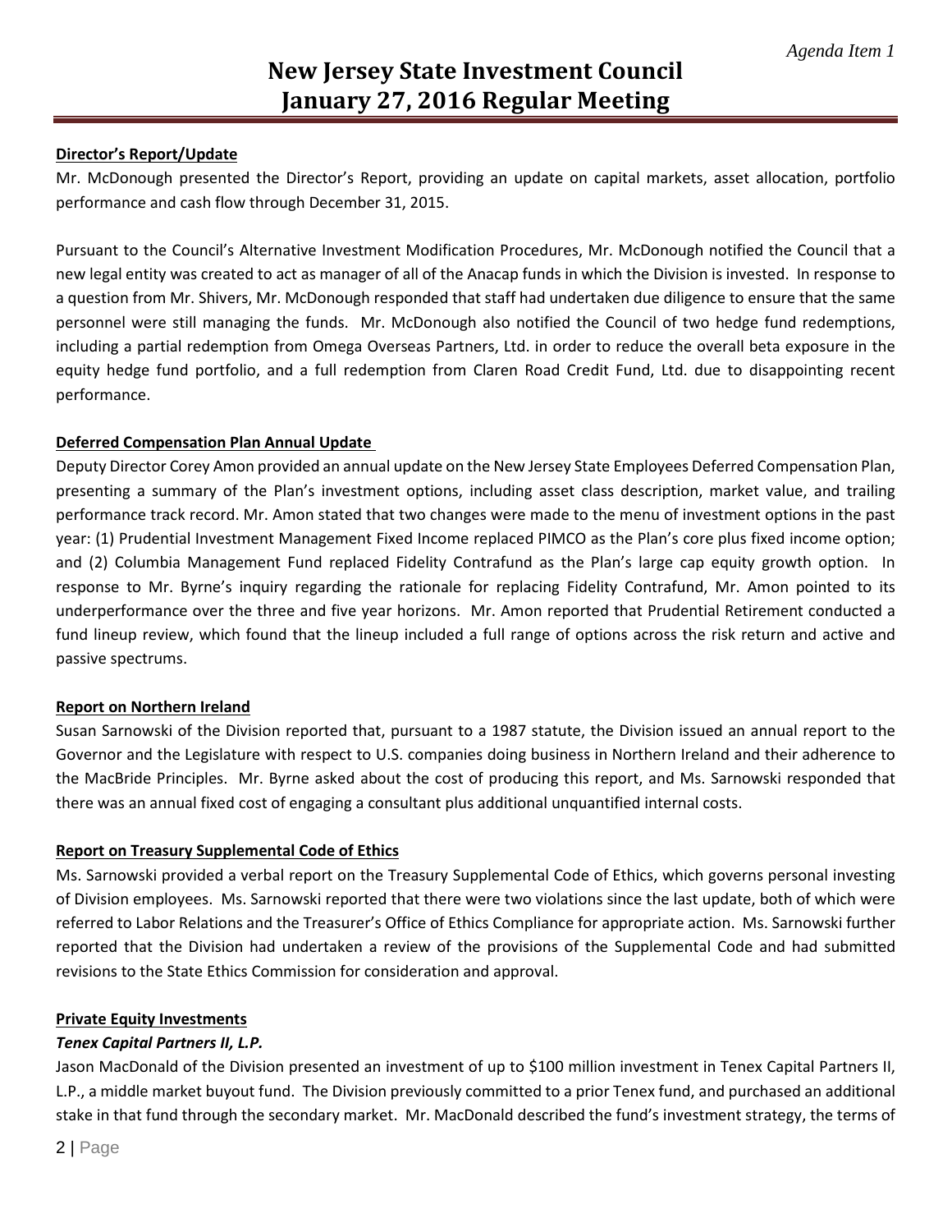## Director's Report/Update

Mr. McDonough presented the Director's Report, providing an update on capital markets, asset allocation, portfolio performance and cash flow through December 31, 2015.

Pursuant to the Council's Alternative Investment Modification Procedures, Mr. McDonough notified the Council that a new legal entity was created to act as manager of all of the Anacap funds in which the Division is invested. In response to a question from Mr. Shivers, Mr. McDonough responded that staff had undertaken due diligence to ensure that the same personnel were still managing the funds. Mr. McDonough also notified the Council of two hedge fund redemptions, including a partial redemption from Omega Overseas Partners, Ltd. in order to reduce the overall beta exposure in the equity hedge fund portfolio, and a full redemption from Claren Road Credit Fund, Ltd. due to disappointing recent performance.

## Deferred Compensation Plan Annual Update

Deputy Director Corey Amon provided an annual update on the New Jersey State Employees Deferred Compensation Plan, presenting a summary of the Plan's investment options, including asset class description, market value, and trailing performance track record. Mr. Amon stated that two changes were made to the menu of investment options in the past year: (1) Prudential Investment Management Fixed Income replaced PIMCO as the Plan's core plus fixed income option; and (2) Columbia Management Fund replaced Fidelity Contrafund as the Plan's large cap equity growth option. In response to Mr. Byrne's inquiry regarding the rationale for replacing Fidelity Contrafund, Mr. Amon pointed to its underperformance over the three and five year horizons. Mr. Amon reported that Prudential Retirement conducted a fund lineup review, which found that the lineup included a full range of options across the risk return and active and passive spectrums.

## Report on Northern Ireland

Susan Sarnowski of the Division reported that, pursuant to a 1987 statute, the Division issued an annual report to the Governor and the Legislature with respect to U.S. companies doing business in Northern Ireland and their adherence to the MacBride Principles. Mr. Byrne asked about the cost of producing this report, and Ms. Sarnowski responded that there was an annual fixed cost of engaging a consultant plus additional unquantified internal costs.

## Report on Treasury Supplemental Code of Ethics

Ms. Sarnowski provided a verbal report on the Treasury Supplemental Code of Ethics, which governs personal investing of Division employees. Ms. Sarnowski reported that there were two violations since the last update, both of which were referred to Labor Relations and the Treasurer's Office of Ethics Compliance for appropriate action. Ms. Sarnowski further reported that the Division had undertaken a review of the provisions of the Supplemental Code and had submitted revisions to the State Ethics Commission for consideration and approval.

## Private Equity Investments

### *Tenex Capital Partners II, L.P.*

Jason MacDonald of the Division presented an investment of up to $100 million investment in Tenex Capital Partners II, L.P., a middle market buyout fund. The Division previously committed to a prior Tenex fund, and purchased an additional stake in that fund through the secondary market. Mr. MacDonald described the fund's investment strategy, the terms of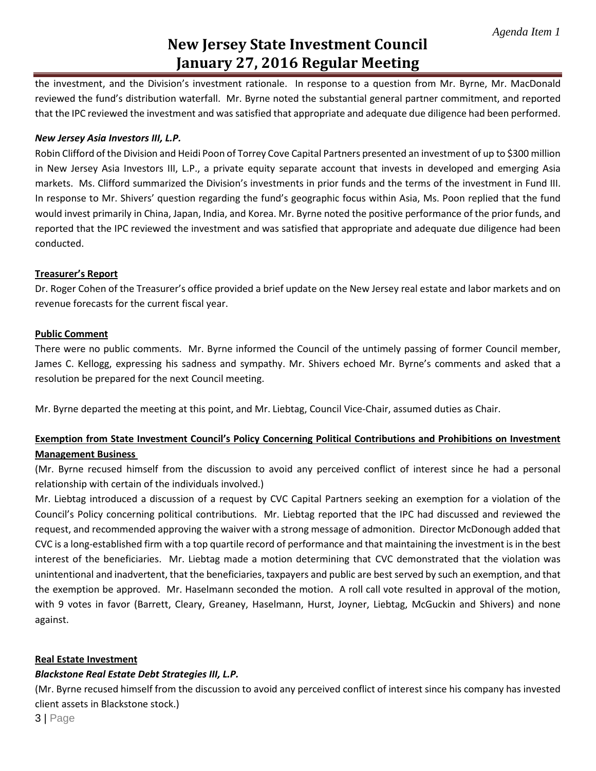the investment, and the Division's investment rationale. In response to a question from Mr. Byrne, Mr. MacDonald reviewed the fund's distribution waterfall. Mr. Byrne noted the substantial general partner commitment, and reported that the IPC reviewed the investment and was satisfied that appropriate and adequate due diligence had been performed.

***New Jersey Asia Investors III, L.P.***

Robin Clifford of the Division and Heidi Poon of Torrey Cove Capital Partners presented an investment of up to $300 million in New Jersey Asia Investors III, L.P., a private equity separate account that invests in developed and emerging Asia markets. Ms. Clifford summarized the Division's investments in prior funds and the terms of the investment in Fund III. In response to Mr. Shivers' question regarding the fund's geographic focus within Asia, Ms. Poon replied that the fund would invest primarily in China, Japan, India, and Korea. Mr. Byrne noted the positive performance of the prior funds, and reported that the IPC reviewed the investment and was satisfied that appropriate and adequate due diligence had been conducted.

**Treasurer's Report**

Dr. Roger Cohen of the Treasurer's office provided a brief update on the New Jersey real estate and labor markets and on revenue forecasts for the current fiscal year.

**Public Comment**

There were no public comments. Mr. Byrne informed the Council of the untimely passing of former Council member, James C. Kellogg, expressing his sadness and sympathy. Mr. Shivers echoed Mr. Byrne's comments and asked that a resolution be prepared for the next Council meeting.

Mr. Byrne departed the meeting at this point, and Mr. Liebtag, Council Vice-Chair, assumed duties as Chair.

**Exemption from State Investment Council's Policy Concerning Political Contributions and Prohibitions on Investment Management Business**

(Mr. Byrne recused himself from the discussion to avoid any perceived conflict of interest since he had a personal relationship with certain of the individuals involved.)

Mr. Liebtag introduced a discussion of a request by CVC Capital Partners seeking an exemption for a violation of the Council's Policy concerning political contributions. Mr. Liebtag reported that the IPC had discussed and reviewed the request, and recommended approving the waiver with a strong message of admonition. Director McDonough added that CVC is a long-established firm with a top quartile record of performance and that maintaining the investment is in the best interest of the beneficiaries. Mr. Liebtag made a motion determining that CVC demonstrated that the violation was unintentional and inadvertent, that the beneficiaries, taxpayers and public are best served by such an exemption, and that the exemption be approved. Mr. Haselmann seconded the motion. A roll call vote resulted in approval of the motion, with 9 votes in favor (Barrett, Cleary, Greaney, Haselmann, Hurst, Joyner, Liebtag, McGuckin and Shivers) and none against.

**Real Estate Investment**

***Blackstone Real Estate Debt Strategies III, L.P.***

(Mr. Byrne recused himself from the discussion to avoid any perceived conflict of interest since his company has invested client assets in Blackstone stock.)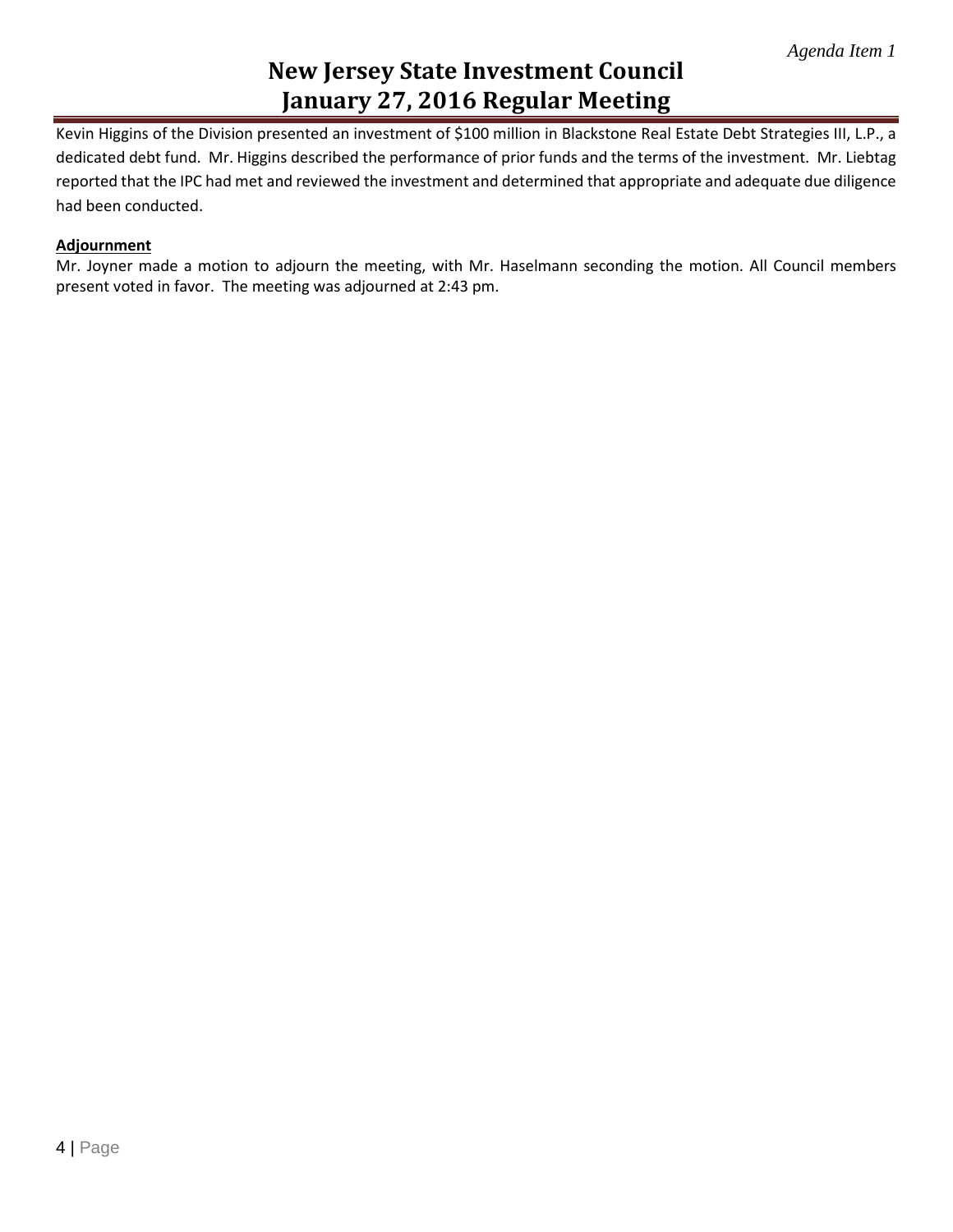Kevin Higgins of the Division presented an investment of $100 million in Blackstone Real Estate Debt Strategies III, L.P., a dedicated debt fund. Mr. Higgins described the performance of prior funds and the terms of the investment. Mr. Liebtag reported that the IPC had met and reviewed the investment and determined that appropriate and adequate due diligence had been conducted.

**Adjournment**

Mr. Joyner made a motion to adjourn the meeting, with Mr. Haselmann seconding the motion. All Council members present voted in favor. The meeting was adjourned at 2:43 pm.